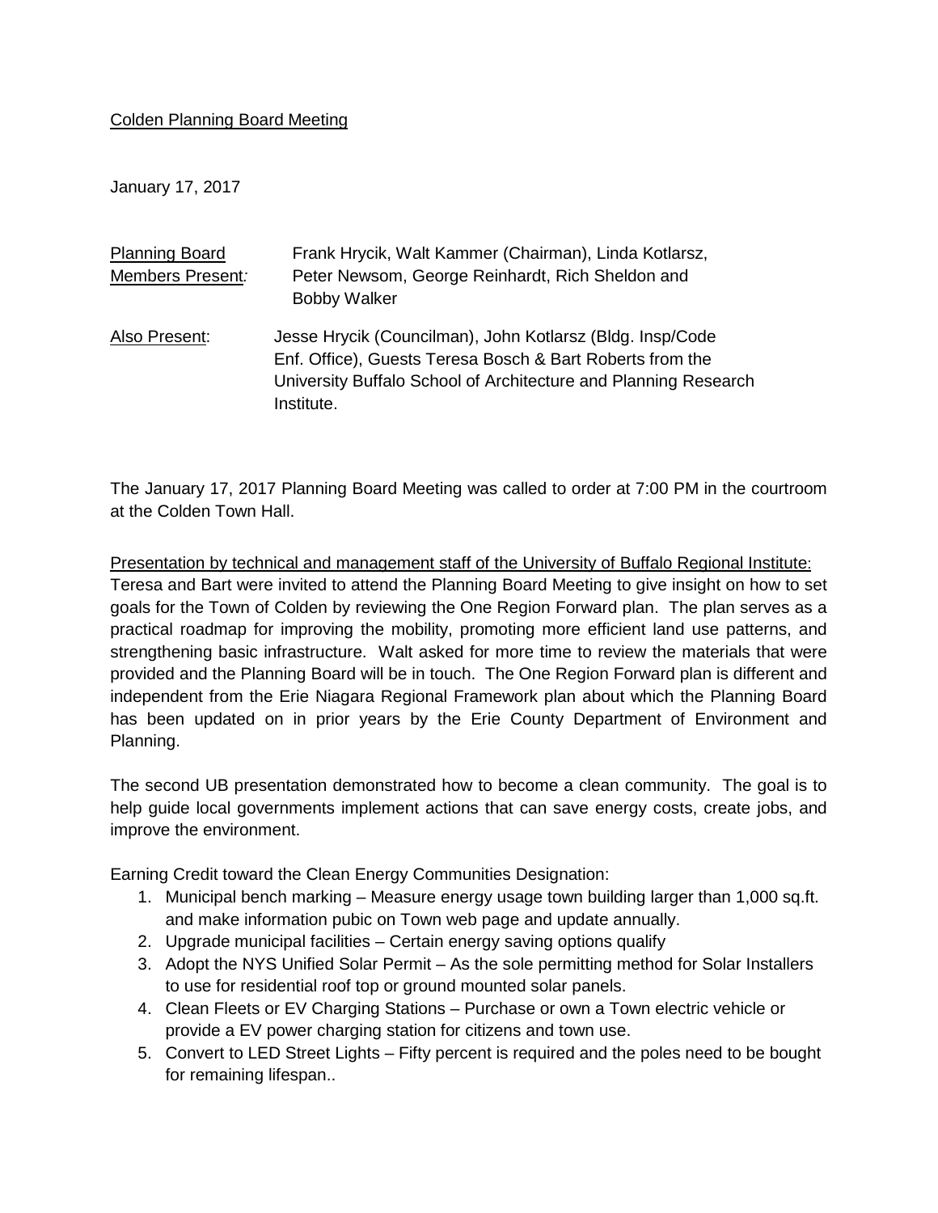Colden Planning Board Meeting

January 17, 2017

Planning Board Members Present: Frank Hrycik, Walt Kammer (Chairman), Linda Kotlarsz, Peter Newsom, George Reinhardt, Rich Sheldon and Bobby Walker

Also Present: Jesse Hrycik (Councilman), John Kotlarsz (Bldg. Insp/Code Enf. Office), Guests Teresa Bosch & Bart Roberts from the University Buffalo School of Architecture and Planning Research Institute.

The January 17, 2017 Planning Board Meeting was called to order at 7:00 PM in the courtroom at the Colden Town Hall.

Presentation by technical and management staff of the University of Buffalo Regional Institute:
Teresa and Bart were invited to attend the Planning Board Meeting to give insight on how to set goals for the Town of Colden by reviewing the One Region Forward plan. The plan serves as a practical roadmap for improving the mobility, promoting more efficient land use patterns, and strengthening basic infrastructure. Walt asked for more time to review the materials that were provided and the Planning Board will be in touch. The One Region Forward plan is different and independent from the Erie Niagara Regional Framework plan about which the Planning Board has been updated on in prior years by the Erie County Department of Environment and Planning.

The second UB presentation demonstrated how to become a clean community. The goal is to help guide local governments implement actions that can save energy costs, create jobs, and improve the environment.

Earning Credit toward the Clean Energy Communities Designation:

1. Municipal bench marking – Measure energy usage town building larger than 1,000 sq.ft. and make information pubic on Town web page and update annually.
2. Upgrade municipal facilities – Certain energy saving options qualify
3. Adopt the NYS Unified Solar Permit – As the sole permitting method for Solar Installers to use for residential roof top or ground mounted solar panels.
4. Clean Fleets or EV Charging Stations – Purchase or own a Town electric vehicle or provide a EV power charging station for citizens and town use.
5. Convert to LED Street Lights – Fifty percent is required and the poles need to be bought for remaining lifespan..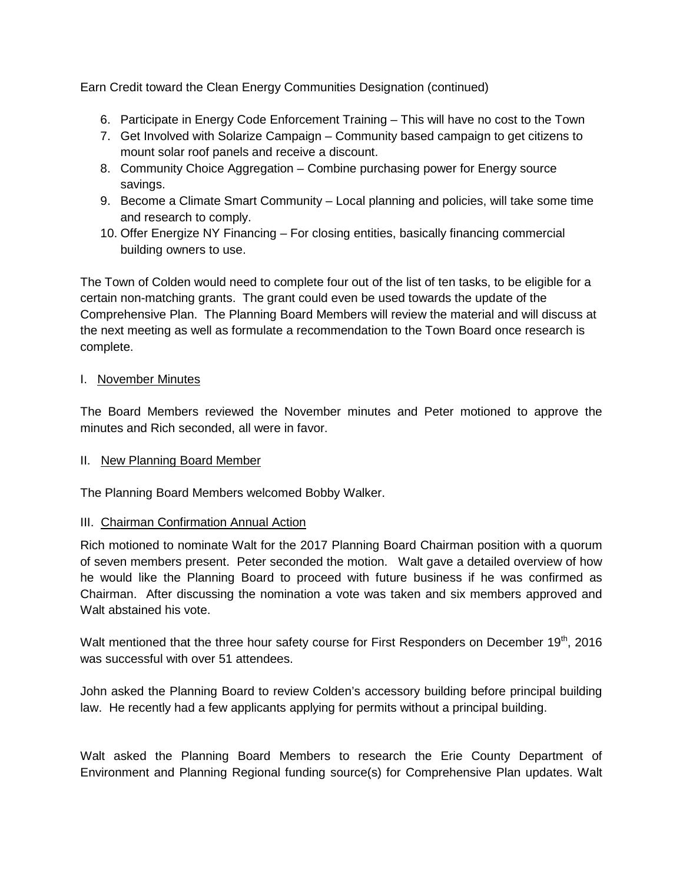Earn Credit toward the Clean Energy Communities Designation (continued)

6. Participate in Energy Code Enforcement Training – This will have no cost to the Town
7. Get Involved with Solarize Campaign – Community based campaign to get citizens to mount solar roof panels and receive a discount.
8. Community Choice Aggregation – Combine purchasing power for Energy source savings.
9. Become a Climate Smart Community – Local planning and policies, will take some time and research to comply.
10. Offer Energize NY Financing – For closing entities, basically financing commercial building owners to use.

The Town of Colden would need to complete four out of the list of ten tasks, to be eligible for a certain non-matching grants. The grant could even be used towards the update of the Comprehensive Plan. The Planning Board Members will review the material and will discuss at the next meeting as well as formulate a recommendation to the Town Board once research is complete.

I. <u>November Minutes</u>

The Board Members reviewed the November minutes and Peter motioned to approve the minutes and Rich seconded, all were in favor.

II. <u>New Planning Board Member</u>

The Planning Board Members welcomed Bobby Walker.

III. <u>Chairman Confirmation Annual Action</u>

Rich motioned to nominate Walt for the 2017 Planning Board Chairman position with a quorum of seven members present. Peter seconded the motion. Walt gave a detailed overview of how he would like the Planning Board to proceed with future business if he was confirmed as Chairman. After discussing the nomination a vote was taken and six members approved and Walt abstained his vote.

Walt mentioned that the three hour safety course for First Responders on December 19th, 2016 was successful with over 51 attendees.

John asked the Planning Board to review Colden's accessory building before principal building law. He recently had a few applicants applying for permits without a principal building.

Walt asked the Planning Board Members to research the Erie County Department of Environment and Planning Regional funding source(s) for Comprehensive Plan updates. Walt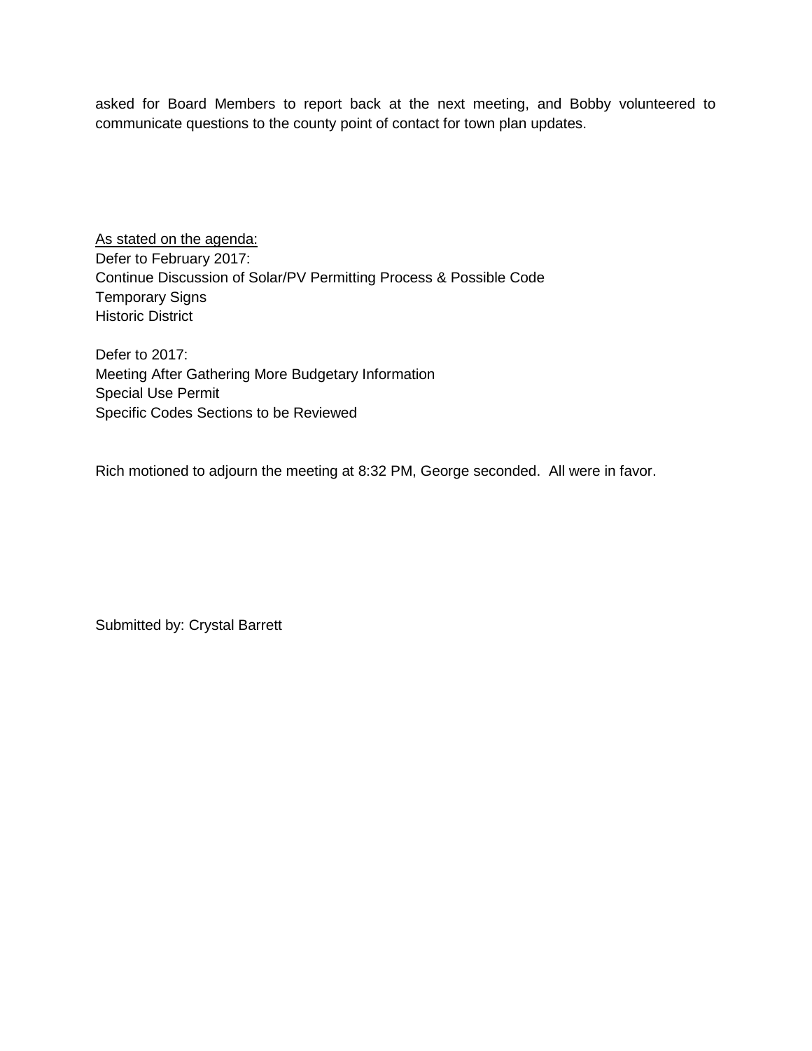asked for Board Members to report back at the next meeting, and Bobby volunteered to communicate questions to the county point of contact for town plan updates.

<u>As stated on the agenda:</u>
Defer to February 2017:
Continue Discussion of Solar/PV Permitting Process & Possible Code
Temporary Signs
Historic District

Defer to 2017:
Meeting After Gathering More Budgetary Information
Special Use Permit
Specific Codes Sections to be Reviewed

Rich motioned to adjourn the meeting at 8:32 PM, George seconded. All were in favor.

Submitted by: Crystal Barrett